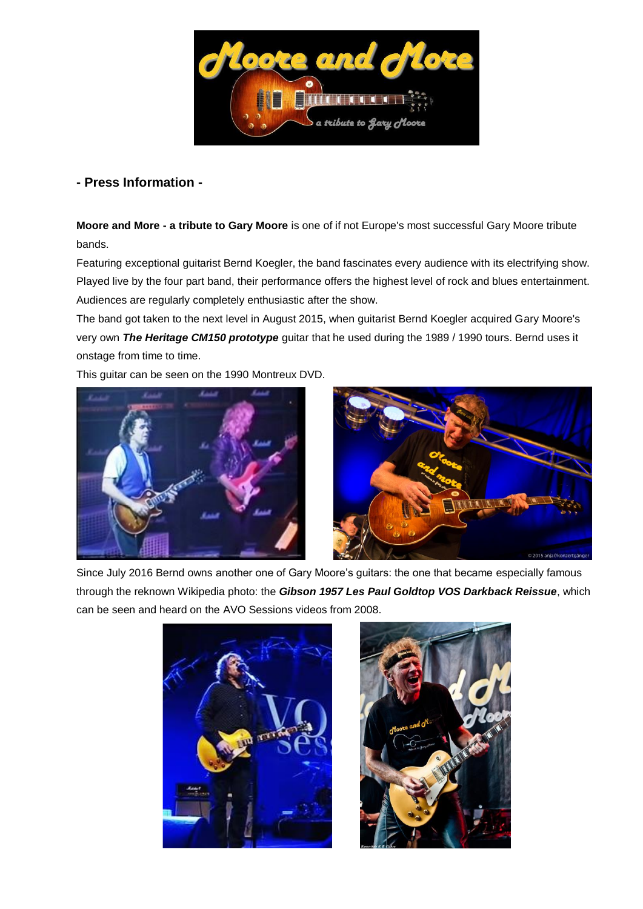## - Press Information -

**Moore and More - a tribute to Gary Moore** is one of if not Europe's most successful Gary Moore tribute bands.

Featuring exceptional guitarist Bernd Koegler, the band fascinates every audience with its electrifying show. Played live by the four part band, their performance offers the highest level of rock and blues entertainment. Audiences are regularly completely enthusiastic after the show.

The band got taken to the next level in August 2015, when guitarist Bernd Koegler acquired Gary Moore's very own ***The Heritage CM150 prototype*** guitar that he used during the 1989 / 1990 tours. Bernd uses it onstage from time to time.

This guitar can be seen on the 1990 Montreux DVD.

Since July 2016 Bernd owns another one of Gary Moore's guitars: the one that became especially famous through the reknown Wikipedia photo: the ***Gibson 1957 Les Paul Goldtop VOS Darkback Reissue***, which can be seen and heard on the AVO Sessions videos from 2008.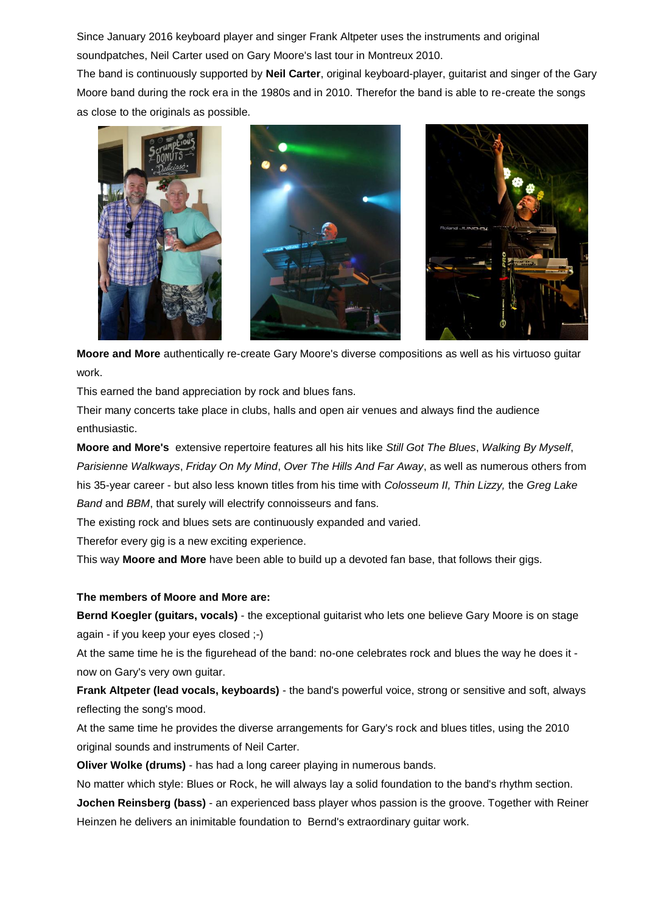Since January 2016 keyboard player and singer Frank Altpeter uses the instruments and original soundpatches, Neil Carter used on Gary Moore's last tour in Montreux 2010.

The band is continuously supported by **Neil Carter**, original keyboard-player, guitarist and singer of the Gary Moore band during the rock era in the 1980s and in 2010. Therefor the band is able to re-create the songs as close to the originals as possible.

**Moore and More** authentically re-create Gary Moore's diverse compositions as well as his virtuoso guitar work.

This earned the band appreciation by rock and blues fans.

Their many concerts take place in clubs, halls and open air venues and always find the audience enthusiastic.

**Moore and More's** extensive repertoire features all his hits like *Still Got The Blues*, *Walking By Myself*, *Parisienne Walkways*, *Friday On My Mind*, *Over The Hills And Far Away*, as well as numerous others from his 35-year career - but also less known titles from his time with *Colosseum II, Thin Lizzy,* the *Greg Lake Band* and *BBM*, that surely will electrify connoisseurs and fans.

The existing rock and blues sets are continuously expanded and varied.

Therefor every gig is a new exciting experience.

This way **Moore and More** have been able to build up a devoted fan base, that follows their gigs.

**The members of Moore and More are:**

**Bernd Koegler (guitars, vocals)** - the exceptional guitarist who lets one believe Gary Moore is on stage again - if you keep your eyes closed ;-)

At the same time he is the figurehead of the band: no-one celebrates rock and blues the way he does it - now on Gary's very own guitar.

**Frank Altpeter (lead vocals, keyboards)** - the band's powerful voice, strong or sensitive and soft, always reflecting the song's mood.

At the same time he provides the diverse arrangements for Gary's rock and blues titles, using the 2010 original sounds and instruments of Neil Carter.

**Oliver Wolke (drums)** - has had a long career playing in numerous bands.

No matter which style: Blues or Rock, he will always lay a solid foundation to the band's rhythm section.

**Jochen Reinsberg (bass)** - an experienced bass player whos passion is the groove. Together with Reiner Heinzen he delivers an inimitable foundation to Bernd's extraordinary guitar work.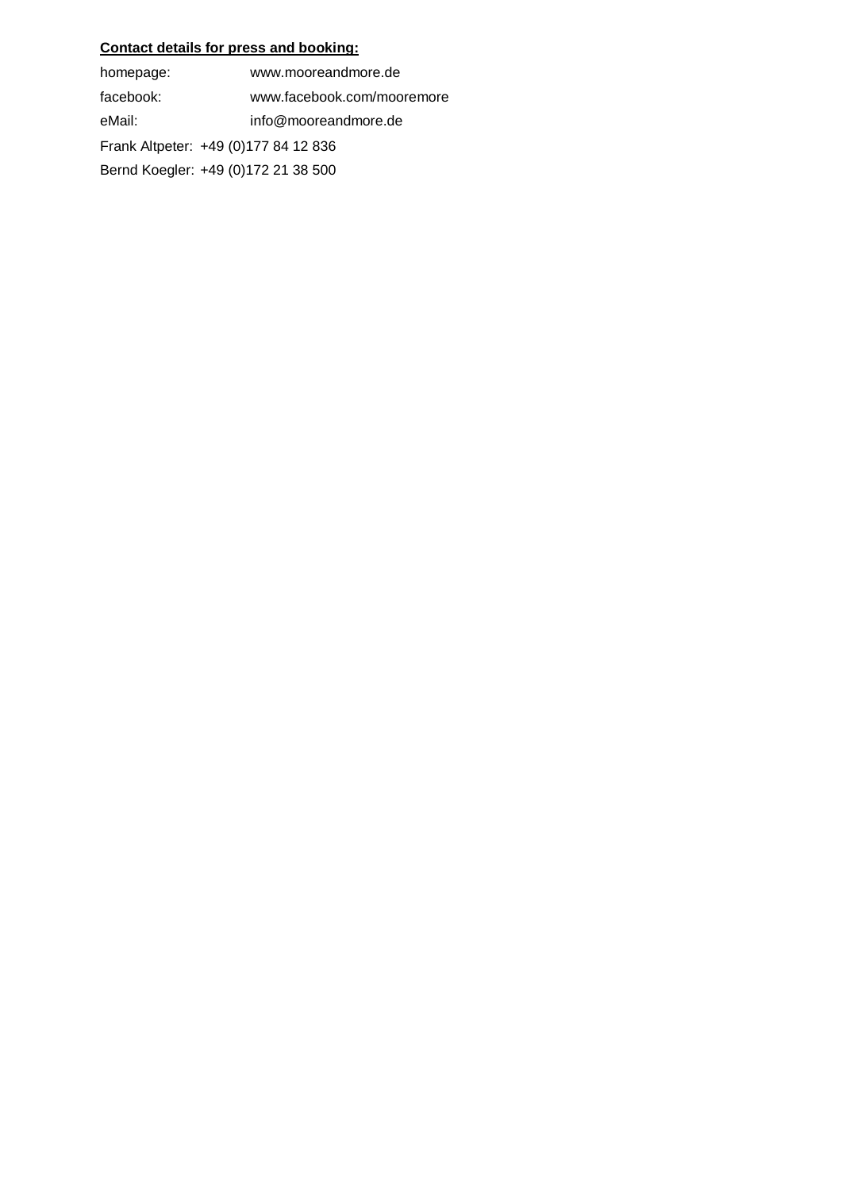**<u>Contact details for press and booking:</u>**

| | |
|---|---|
| homepage: | www.mooreandmore.de |
| facebook: | www.facebook.com/mooremore |
| eMail: | info@mooreandmore.de |

Frank Altpeter: +49 (0)177 84 12 836

Bernd Koegler: +49 (0)172 21 38 500